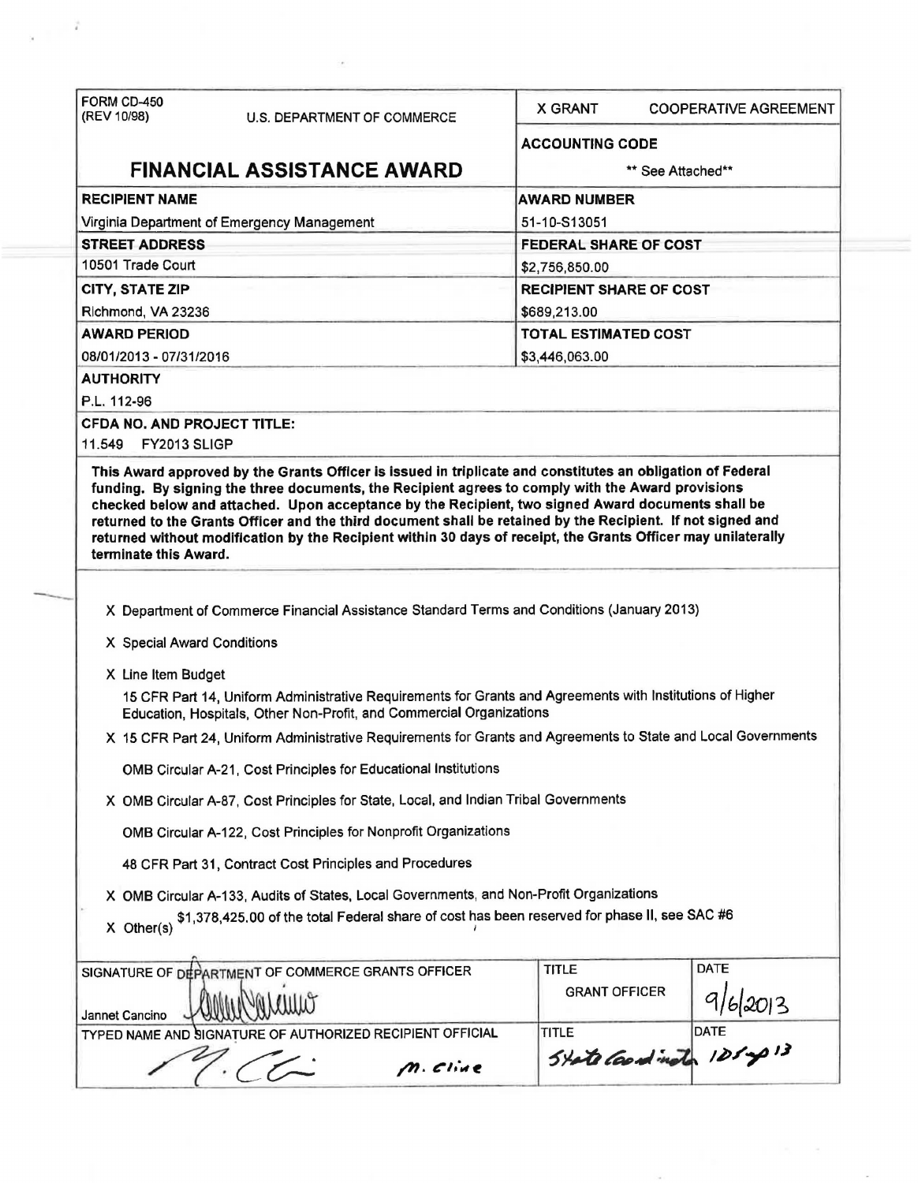| FORM CD-450 (REV 10/98) U.S. DEPARTMENT OF COMMERCE | X GRANT COOPERATIVE AGREEMENT |
|---|---|
| **FINANCIAL ASSISTANCE AWARD** | **ACCOUNTING CODE** ** See Attached** |
| **RECIPIENT NAME** Virginia Department of Emergency Management | **AWARD NUMBER** 51-10-S13051 |
| **STREET ADDRESS** 10501 Trade Court | **FEDERAL SHARE OF COST** $2,756,850.00 |
| **CITY, STATE ZIP** Richmond, VA 23236 | **RECIPIENT SHARE OF COST** $689,213.00 |
| **AWARD PERIOD** 08/01/2013 - 07/31/2016 | **TOTAL ESTIMATED COST** $3,446,063.00 |

**AUTHORITY**

P.L. 112-96

**CFDA NO. AND PROJECT TITLE:**

11.549 FY2013 SLIGP

**This Award approved by the Grants Officer is issued in triplicate and constitutes an obligation of Federal funding. By signing the three documents, the Recipient agrees to comply with the Award provisions checked below and attached. Upon acceptance by the Recipient, two signed Award documents shall be returned to the Grants Officer and the third document shall be retained by the Recipient. If not signed and returned without modification by the Recipient within 30 days of receipt, the Grants Officer may unilaterally terminate this Award.**

X Department of Commerce Financial Assistance Standard Terms and Conditions (January 2013)

X Special Award Conditions

X Line Item Budget

15 CFR Part 14, Uniform Administrative Requirements for Grants and Agreements with Institutions of Higher Education, Hospitals, Other Non-Profit, and Commercial Organizations

X 15 CFR Part 24, Uniform Administrative Requirements for Grants and Agreements to State and Local Governments

OMB Circular A-21, Cost Principles for Educational Institutions

X OMB Circular A-87, Cost Principles for State, Local, and Indian Tribal Governments

OMB Circular A-122, Cost Principles for Nonprofit Organizations

48 CFR Part 31, Contract Cost Principles and Procedures

X OMB Circular A-133, Audits of States, Local Governments, and Non-Profit Organizations

X Other(s) $1,378,425.00 of the total Federal share of cost has been reserved for phase II, see SAC #6

| SIGNATURE OF DEPARTMENT OF COMMERCE GRANTS OFFICER | TITLE | DATE |
|---|---|---|
| Jannet Cancino [signature] | GRANT OFFICER | 9/6/2013 |
| **TYPED NAME AND SIGNATURE OF AUTHORIZED RECIPIENT OFFICIAL** | **TITLE** | **DATE** |
| [signature] M. Cline | State Coordinator | 10/5/13 |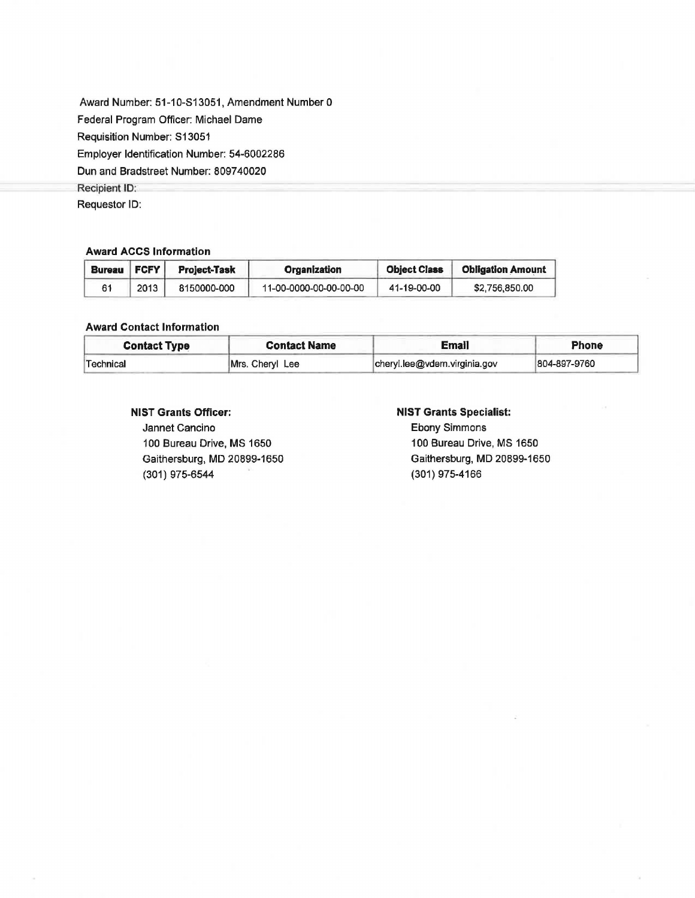Award Number: 51-10-S13051, Amendment Number 0

Federal Program Officer: Michael Dame

Requisition Number: S13051

Employer Identification Number: 54-6002286

Dun and Bradstreet Number: 809740020

Recipient ID:

Requestor ID:

### Award ACCS Information

| Bureau | FCFY | Project-Task | Organization | Object Class | Obligation Amount |
|---|---|---|---|---|---|
| 61 | 2013 | 8150000-000 | 11-00-0000-00-00-00-00 | 41-19-00-00 | $2,756,850.00 |

### Award Contact Information

| Contact Type | Contact Name | Email | Phone |
|---|---|---|---|
| Technical | Mrs. Cheryl Lee | cheryl.lee@vdem.virginia.gov | 804-897-9760 |

**NIST Grants Officer:**

Jannet Cancino
100 Bureau Drive, MS 1650
Gaithersburg, MD 20899-1650
(301) 975-6544

**NIST Grants Specialist:**

Ebony Simmons
100 Bureau Drive, MS 1650
Gaithersburg, MD 20899-1650
(301) 975-4166